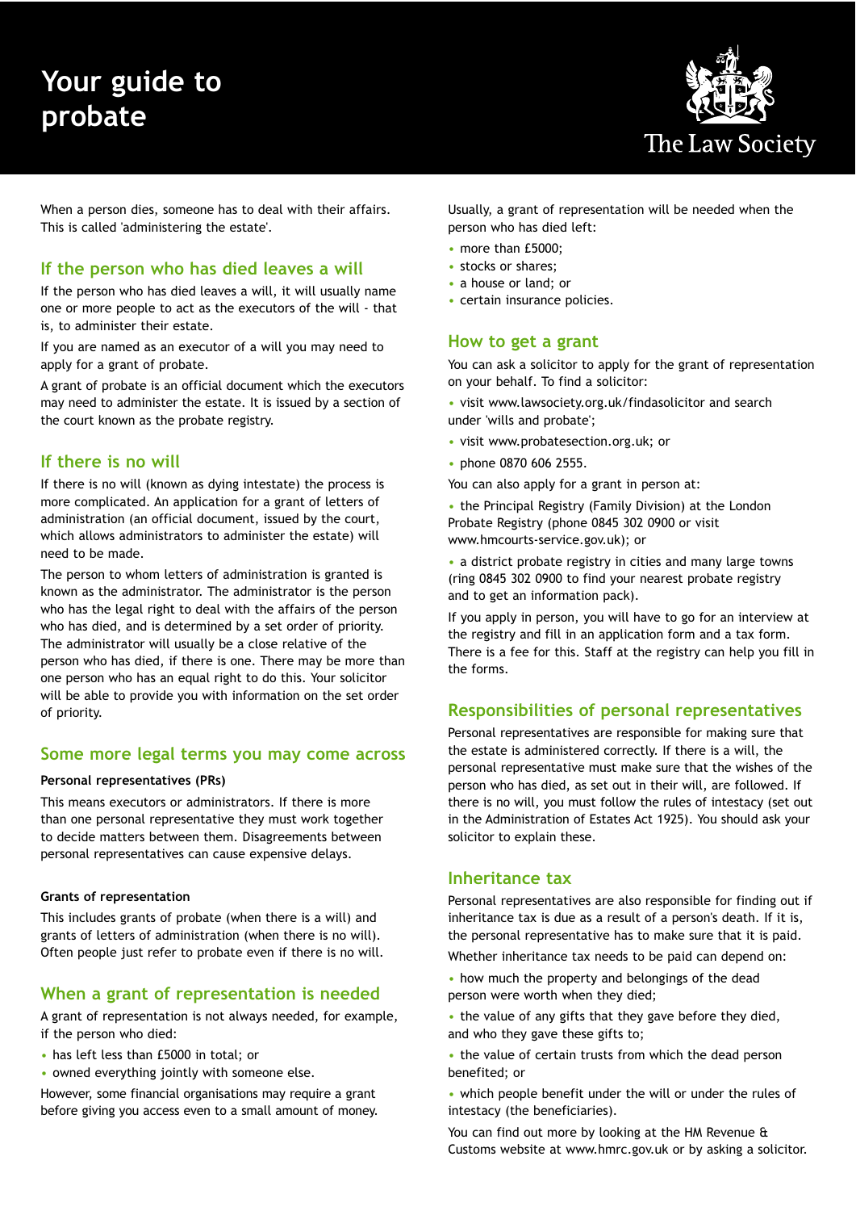# Your guide to probate

The Law Society

When a person dies, someone has to deal with their affairs. This is called 'administering the estate'.

## If the person who has died leaves a will

If the person who has died leaves a will, it will usually name one or more people to act as the executors of the will - that is, to administer their estate.

If you are named as an executor of a will you may need to apply for a grant of probate.

A grant of probate is an official document which the executors may need to administer the estate. It is issued by a section of the court known as the probate registry.

## If there is no will

If there is no will (known as dying intestate) the process is more complicated. An application for a grant of letters of administration (an official document, issued by the court, which allows administrators to administer the estate) will need to be made.

The person to whom letters of administration is granted is known as the administrator. The administrator is the person who has the legal right to deal with the affairs of the person who has died, and is determined by a set order of priority. The administrator will usually be a close relative of the person who has died, if there is one. There may be more than one person who has an equal right to do this. Your solicitor will be able to provide you with information on the set order of priority.

## Some more legal terms you may come across

**Personal representatives (PRs)**

This means executors or administrators. If there is more than one personal representative they must work together to decide matters between them. Disagreements between personal representatives can cause expensive delays.

**Grants of representation**

This includes grants of probate (when there is a will) and grants of letters of administration (when there is no will). Often people just refer to probate even if there is no will.

## When a grant of representation is needed

A grant of representation is not always needed, for example, if the person who died:

- has left less than £5000 in total; or
- owned everything jointly with someone else.

However, some financial organisations may require a grant before giving you access even to a small amount of money.

Usually, a grant of representation will be needed when the person who has died left:

- more than £5000;
- stocks or shares;
- a house or land; or
- certain insurance policies.

## How to get a grant

You can ask a solicitor to apply for the grant of representation on your behalf. To find a solicitor:

- visit www.lawsociety.org.uk/findasolicitor and search under 'wills and probate';
- visit www.probatesection.org.uk; or
- phone 0870 606 2555.

You can also apply for a grant in person at:

- the Principal Registry (Family Division) at the London Probate Registry (phone 0845 302 0900 or visit www.hmcourts-service.gov.uk); or
- a district probate registry in cities and many large towns (ring 0845 302 0900 to find your nearest probate registry and to get an information pack).

If you apply in person, you will have to go for an interview at the registry and fill in an application form and a tax form. There is a fee for this. Staff at the registry can help you fill in the forms.

## Responsibilities of personal representatives

Personal representatives are responsible for making sure that the estate is administered correctly. If there is a will, the personal representative must make sure that the wishes of the person who has died, as set out in their will, are followed. If there is no will, you must follow the rules of intestacy (set out in the Administration of Estates Act 1925). You should ask your solicitor to explain these.

## Inheritance tax

Personal representatives are also responsible for finding out if inheritance tax is due as a result of a person's death. If it is, the personal representative has to make sure that it is paid.

Whether inheritance tax needs to be paid can depend on:

- how much the property and belongings of the dead person were worth when they died;
- the value of any gifts that they gave before they died, and who they gave these gifts to;
- the value of certain trusts from which the dead person benefited; or
- which people benefit under the will or under the rules of intestacy (the beneficiaries).

You can find out more by looking at the HM Revenue & Customs website at www.hmrc.gov.uk or by asking a solicitor.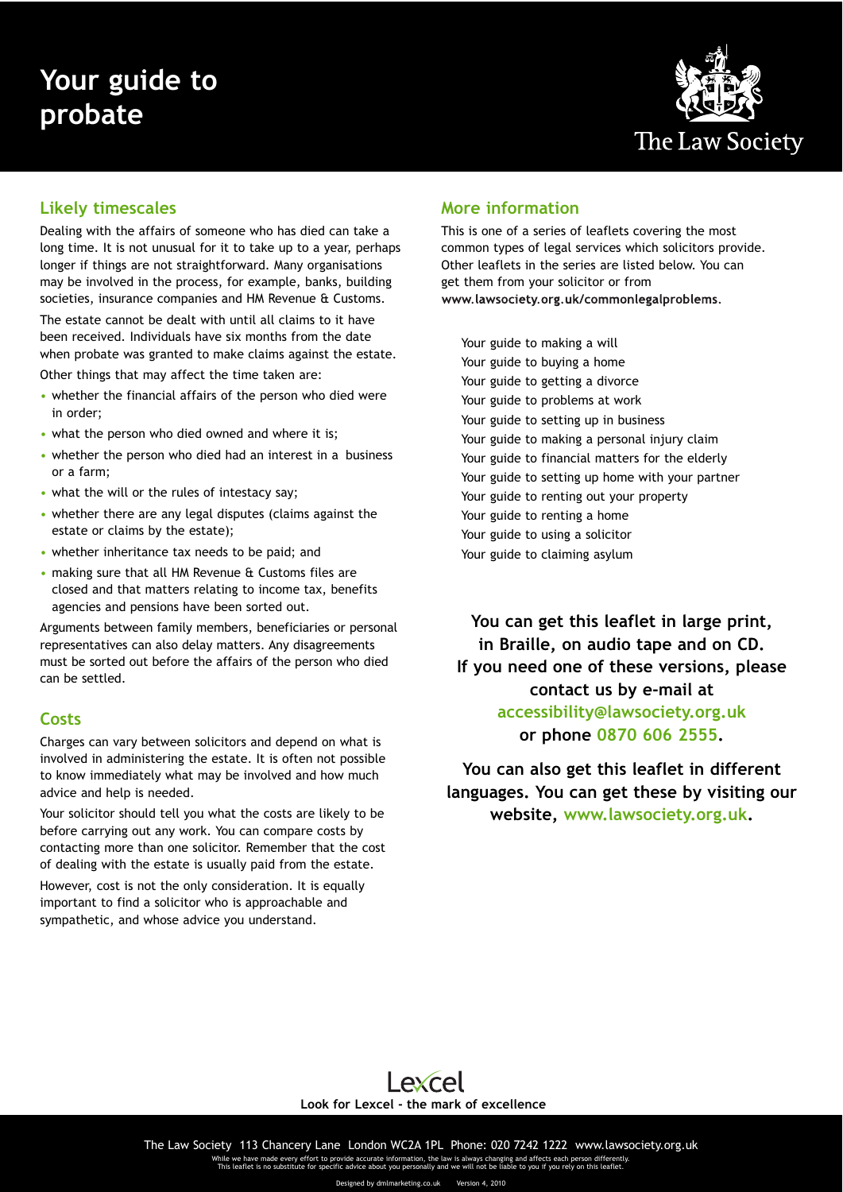# Your guide to probate

The Law Society

## Likely timescales

Dealing with the affairs of someone who has died can take a long time. It is not unusual for it to take up to a year, perhaps longer if things are not straightforward. Many organisations may be involved in the process, for example, banks, building societies, insurance companies and HM Revenue & Customs.

The estate cannot be dealt with until all claims to it have been received. Individuals have six months from the date when probate was granted to make claims against the estate.

Other things that may affect the time taken are:

- whether the financial affairs of the person who died were in order;
- what the person who died owned and where it is;
- whether the person who died had an interest in a business or a farm;
- what the will or the rules of intestacy say;
- whether there are any legal disputes (claims against the estate or claims by the estate);
- whether inheritance tax needs to be paid; and
- making sure that all HM Revenue & Customs files are closed and that matters relating to income tax, benefits agencies and pensions have been sorted out.

Arguments between family members, beneficiaries or personal representatives can also delay matters. Any disagreements must be sorted out before the affairs of the person who died can be settled.

## Costs

Charges can vary between solicitors and depend on what is involved in administering the estate. It is often not possible to know immediately what may be involved and how much advice and help is needed.

Your solicitor should tell you what the costs are likely to be before carrying out any work. You can compare costs by contacting more than one solicitor. Remember that the cost of dealing with the estate is usually paid from the estate.

However, cost is not the only consideration. It is equally important to find a solicitor who is approachable and sympathetic, and whose advice you understand.

## More information

This is one of a series of leaflets covering the most common types of legal services which solicitors provide. Other leaflets in the series are listed below. You can get them from your solicitor or from **www.lawsociety.org.uk/commonlegalproblems**.

Your guide to making a will
Your guide to buying a home
Your guide to getting a divorce
Your guide to problems at work
Your guide to setting up in business
Your guide to making a personal injury claim
Your guide to financial matters for the elderly
Your guide to setting up home with your partner
Your guide to renting out your property
Your guide to renting a home
Your guide to using a solicitor
Your guide to claiming asylum

**You can get this leaflet in large print, in Braille, on audio tape and on CD. If you need one of these versions, please contact us by e-mail at accessibility@lawsociety.org.uk or phone 0870 606 2555.**

**You can also get this leaflet in different languages. You can get these by visiting our website, www.lawsociety.org.uk.**

Lexcel
**Look for Lexcel - the mark of excellence**

The Law Society 113 Chancery Lane London WC2A 1PL Phone: 020 7242 1222 www.lawsociety.org.uk

While we have made every effort to provide accurate information, the law is always changing and affects each person differently. This leaflet is no substitute for specific advice about you personally and we will not be liable to you if you rely on this leaflet.

Designed by dmlmarketing.co.uk Version 4, 2010